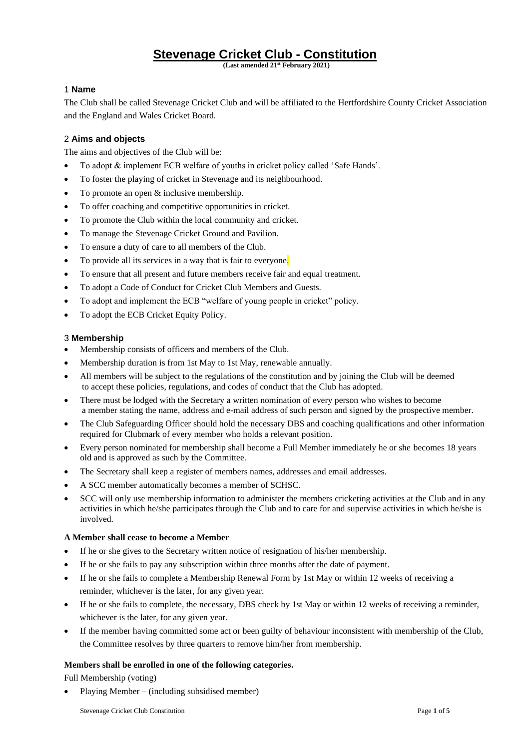# Stevenage Cricket Club - Constitution

**(Last amended 21st February 2021)**

## 1 Name

The Club shall be called Stevenage Cricket Club and will be affiliated to the Hertfordshire County Cricket Association and the England and Wales Cricket Board.

## 2 Aims and objects

The aims and objectives of the Club will be:

- To adopt & implement ECB welfare of youths in cricket policy called 'Safe Hands'.
- To foster the playing of cricket in Stevenage and its neighbourhood.
- To promote an open & inclusive membership.
- To offer coaching and competitive opportunities in cricket.
- To promote the Club within the local community and cricket.
- To manage the Stevenage Cricket Ground and Pavilion.
- To ensure a duty of care to all members of the Club.
- To provide all its services in a way that is fair to everyone.
- To ensure that all present and future members receive fair and equal treatment.
- To adopt a Code of Conduct for Cricket Club Members and Guests.
- To adopt and implement the ECB "welfare of young people in cricket" policy.
- To adopt the ECB Cricket Equity Policy.

## 3 Membership

- Membership consists of officers and members of the Club.
- Membership duration is from 1st May to 1st May, renewable annually.
- All members will be subject to the regulations of the constitution and by joining the Club will be deemed to accept these policies, regulations, and codes of conduct that the Club has adopted.
- There must be lodged with the Secretary a written nomination of every person who wishes to become a member stating the name, address and e-mail address of such person and signed by the prospective member.
- The Club Safeguarding Officer should hold the necessary DBS and coaching qualifications and other information required for Clubmark of every member who holds a relevant position.
- Every person nominated for membership shall become a Full Member immediately he or she becomes 18 years old and is approved as such by the Committee.
- The Secretary shall keep a register of members names, addresses and email addresses.
- A SCC member automatically becomes a member of SCHSC.
- SCC will only use membership information to administer the members cricketing activities at the Club and in any activities in which he/she participates through the Club and to care for and supervise activities in which he/she is involved.

**A Member shall cease to become a Member**

- If he or she gives to the Secretary written notice of resignation of his/her membership.
- If he or she fails to pay any subscription within three months after the date of payment.
- If he or she fails to complete a Membership Renewal Form by 1st May or within 12 weeks of receiving a reminder, whichever is the later, for any given year.
- If he or she fails to complete, the necessary, DBS check by 1st May or within 12 weeks of receiving a reminder, whichever is the later, for any given year.
- If the member having committed some act or been guilty of behaviour inconsistent with membership of the Club, the Committee resolves by three quarters to remove him/her from membership.

**Members shall be enrolled in one of the following categories.**

Full Membership (voting)

- Playing Member – (including subsidised member)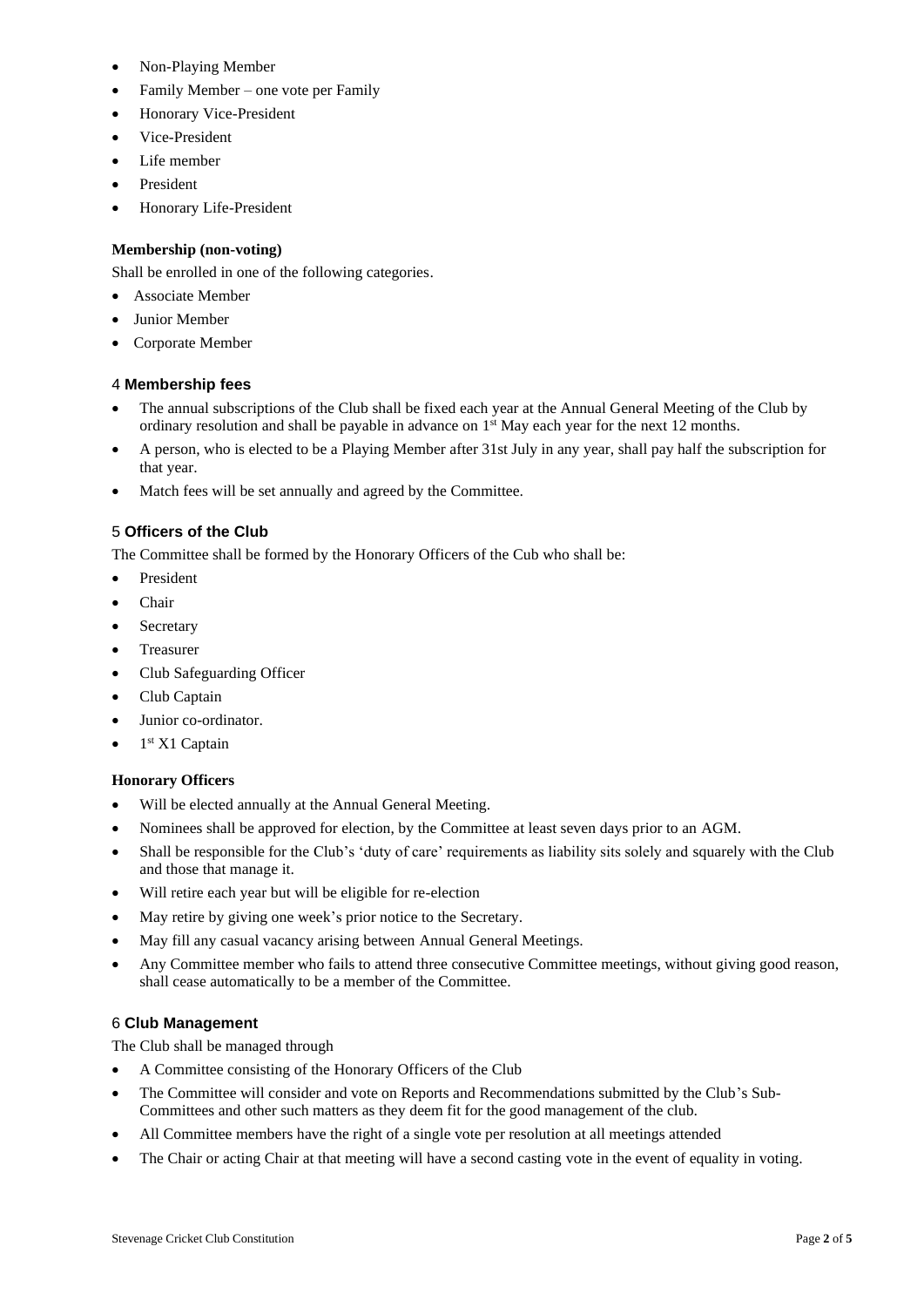- Non-Playing Member
- Family Member – one vote per Family
- Honorary Vice-President
- Vice-President
- Life member
- President
- Honorary Life-President

**Membership (non-voting)**

Shall be enrolled in one of the following categories.

- Associate Member
- Junior Member
- Corporate Member

## 4 **Membership fees**

- The annual subscriptions of the Club shall be fixed each year at the Annual General Meeting of the Club by ordinary resolution and shall be payable in advance on 1st May each year for the next 12 months.
- A person, who is elected to be a Playing Member after 31st July in any year, shall pay half the subscription for that year.
- Match fees will be set annually and agreed by the Committee.

## 5 **Officers of the Club**

The Committee shall be formed by the Honorary Officers of the Cub who shall be:

- President
- Chair
- Secretary
- Treasurer
- Club Safeguarding Officer
- Club Captain
- Junior co-ordinator.
- 1st X1 Captain

**Honorary Officers**

- Will be elected annually at the Annual General Meeting.
- Nominees shall be approved for election, by the Committee at least seven days prior to an AGM.
- Shall be responsible for the Club's 'duty of care' requirements as liability sits solely and squarely with the Club and those that manage it.
- Will retire each year but will be eligible for re-election
- May retire by giving one week's prior notice to the Secretary.
- May fill any casual vacancy arising between Annual General Meetings.
- Any Committee member who fails to attend three consecutive Committee meetings, without giving good reason, shall cease automatically to be a member of the Committee.

## 6 **Club Management**

The Club shall be managed through

- A Committee consisting of the Honorary Officers of the Club
- The Committee will consider and vote on Reports and Recommendations submitted by the Club's Sub-Committees and other such matters as they deem fit for the good management of the club.
- All Committee members have the right of a single vote per resolution at all meetings attended
- The Chair or acting Chair at that meeting will have a second casting vote in the event of equality in voting.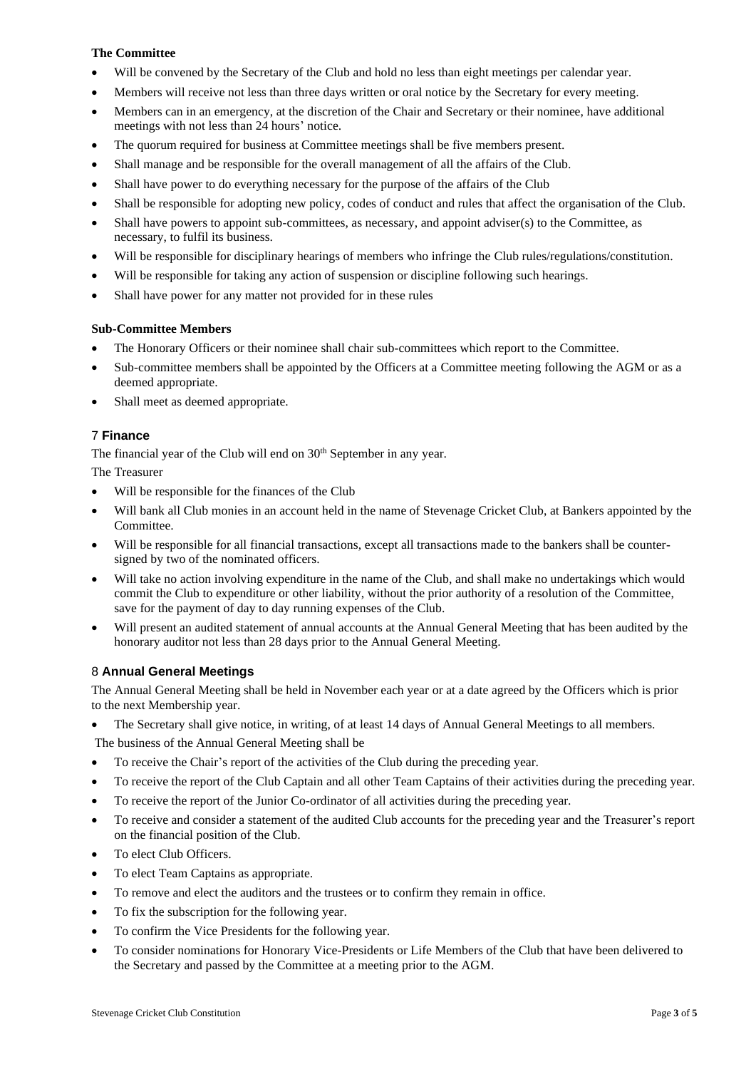**The Committee**

- Will be convened by the Secretary of the Club and hold no less than eight meetings per calendar year.
- Members will receive not less than three days written or oral notice by the Secretary for every meeting.
- Members can in an emergency, at the discretion of the Chair and Secretary or their nominee, have additional meetings with not less than 24 hours' notice.
- The quorum required for business at Committee meetings shall be five members present.
- Shall manage and be responsible for the overall management of all the affairs of the Club.
- Shall have power to do everything necessary for the purpose of the affairs of the Club
- Shall be responsible for adopting new policy, codes of conduct and rules that affect the organisation of the Club.
- Shall have powers to appoint sub-committees, as necessary, and appoint adviser(s) to the Committee, as necessary, to fulfil its business.
- Will be responsible for disciplinary hearings of members who infringe the Club rules/regulations/constitution.
- Will be responsible for taking any action of suspension or discipline following such hearings.
- Shall have power for any matter not provided for in these rules

**Sub-Committee Members**

- The Honorary Officers or their nominee shall chair sub-committees which report to the Committee.
- Sub-committee members shall be appointed by the Officers at a Committee meeting following the AGM or as a deemed appropriate.
- Shall meet as deemed appropriate.

## 7 **Finance**

The financial year of the Club will end on 30th September in any year.

The Treasurer

- Will be responsible for the finances of the Club
- Will bank all Club monies in an account held in the name of Stevenage Cricket Club, at Bankers appointed by the Committee.
- Will be responsible for all financial transactions, except all transactions made to the bankers shall be counter-signed by two of the nominated officers.
- Will take no action involving expenditure in the name of the Club, and shall make no undertakings which would commit the Club to expenditure or other liability, without the prior authority of a resolution of the Committee, save for the payment of day to day running expenses of the Club.
- Will present an audited statement of annual accounts at the Annual General Meeting that has been audited by the honorary auditor not less than 28 days prior to the Annual General Meeting.

## 8 **Annual General Meetings**

The Annual General Meeting shall be held in November each year or at a date agreed by the Officers which is prior to the next Membership year.

- The Secretary shall give notice, in writing, of at least 14 days of Annual General Meetings to all members.

The business of the Annual General Meeting shall be

- To receive the Chair's report of the activities of the Club during the preceding year.
- To receive the report of the Club Captain and all other Team Captains of their activities during the preceding year.
- To receive the report of the Junior Co-ordinator of all activities during the preceding year.
- To receive and consider a statement of the audited Club accounts for the preceding year and the Treasurer's report on the financial position of the Club.
- To elect Club Officers.
- To elect Team Captains as appropriate.
- To remove and elect the auditors and the trustees or to confirm they remain in office.
- To fix the subscription for the following year.
- To confirm the Vice Presidents for the following year.
- To consider nominations for Honorary Vice-Presidents or Life Members of the Club that have been delivered to the Secretary and passed by the Committee at a meeting prior to the AGM.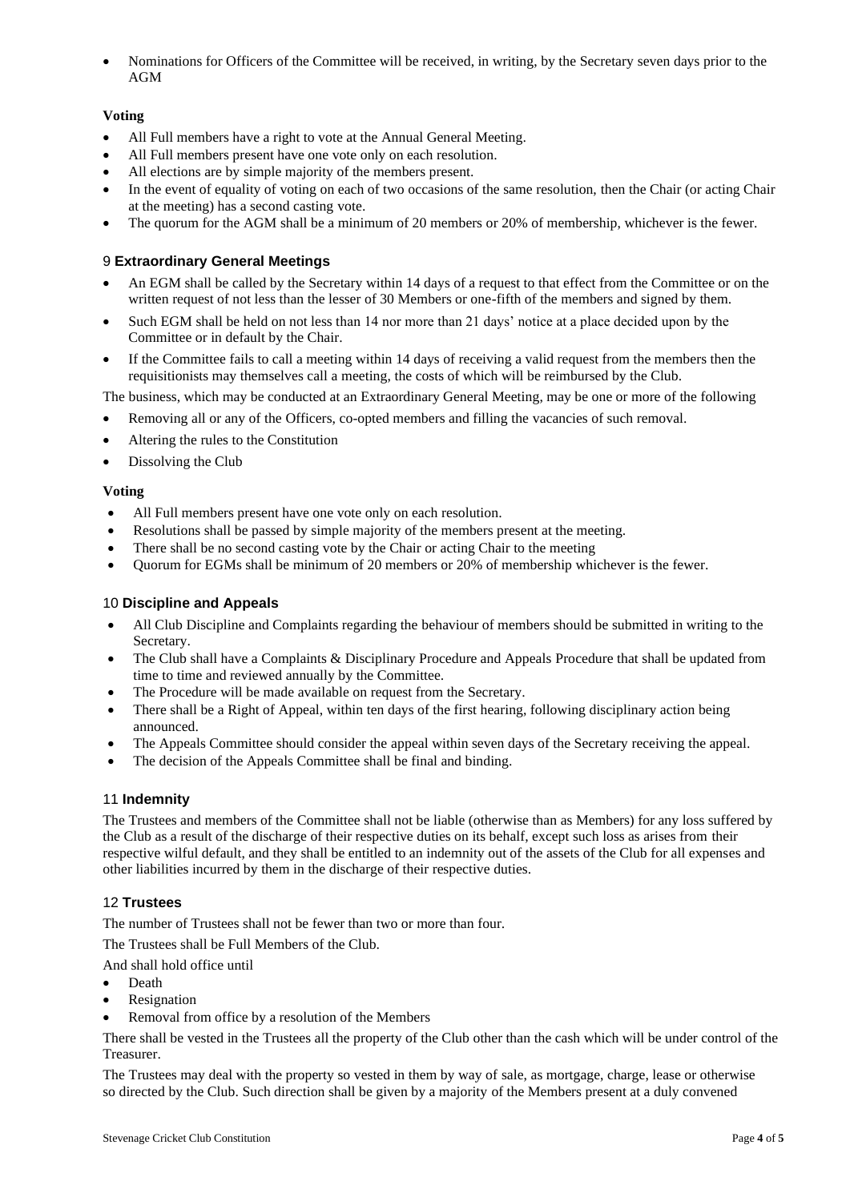- Nominations for Officers of the Committee will be received, in writing, by the Secretary seven days prior to the AGM

**Voting**

- All Full members have a right to vote at the Annual General Meeting.
- All Full members present have one vote only on each resolution.
- All elections are by simple majority of the members present.
- In the event of equality of voting on each of two occasions of the same resolution, then the Chair (or acting Chair at the meeting) has a second casting vote.
- The quorum for the AGM shall be a minimum of 20 members or 20% of membership, whichever is the fewer.

## 9 **Extraordinary General Meetings**

- An EGM shall be called by the Secretary within 14 days of a request to that effect from the Committee or on the written request of not less than the lesser of 30 Members or one-fifth of the members and signed by them.
- Such EGM shall be held on not less than 14 nor more than 21 days' notice at a place decided upon by the Committee or in default by the Chair.
- If the Committee fails to call a meeting within 14 days of receiving a valid request from the members then the requisitionists may themselves call a meeting, the costs of which will be reimbursed by the Club.

The business, which may be conducted at an Extraordinary General Meeting, may be one or more of the following

- Removing all or any of the Officers, co-opted members and filling the vacancies of such removal.
- Altering the rules to the Constitution
- Dissolving the Club

**Voting**

- All Full members present have one vote only on each resolution.
- Resolutions shall be passed by simple majority of the members present at the meeting.
- There shall be no second casting vote by the Chair or acting Chair to the meeting
- Quorum for EGMs shall be minimum of 20 members or 20% of membership whichever is the fewer.

## 10 **Discipline and Appeals**

- All Club Discipline and Complaints regarding the behaviour of members should be submitted in writing to the Secretary.
- The Club shall have a Complaints & Disciplinary Procedure and Appeals Procedure that shall be updated from time to time and reviewed annually by the Committee.
- The Procedure will be made available on request from the Secretary.
- There shall be a Right of Appeal, within ten days of the first hearing, following disciplinary action being announced.
- The Appeals Committee should consider the appeal within seven days of the Secretary receiving the appeal.
- The decision of the Appeals Committee shall be final and binding.

## 11 **Indemnity**

The Trustees and members of the Committee shall not be liable (otherwise than as Members) for any loss suffered by the Club as a result of the discharge of their respective duties on its behalf, except such loss as arises from their respective wilful default, and they shall be entitled to an indemnity out of the assets of the Club for all expenses and other liabilities incurred by them in the discharge of their respective duties.

## 12 **Trustees**

The number of Trustees shall not be fewer than two or more than four.

The Trustees shall be Full Members of the Club.

And shall hold office until

- Death
- Resignation
- Removal from office by a resolution of the Members

There shall be vested in the Trustees all the property of the Club other than the cash which will be under control of the Treasurer.

The Trustees may deal with the property so vested in them by way of sale, as mortgage, charge, lease or otherwise so directed by the Club. Such direction shall be given by a majority of the Members present at a duly convened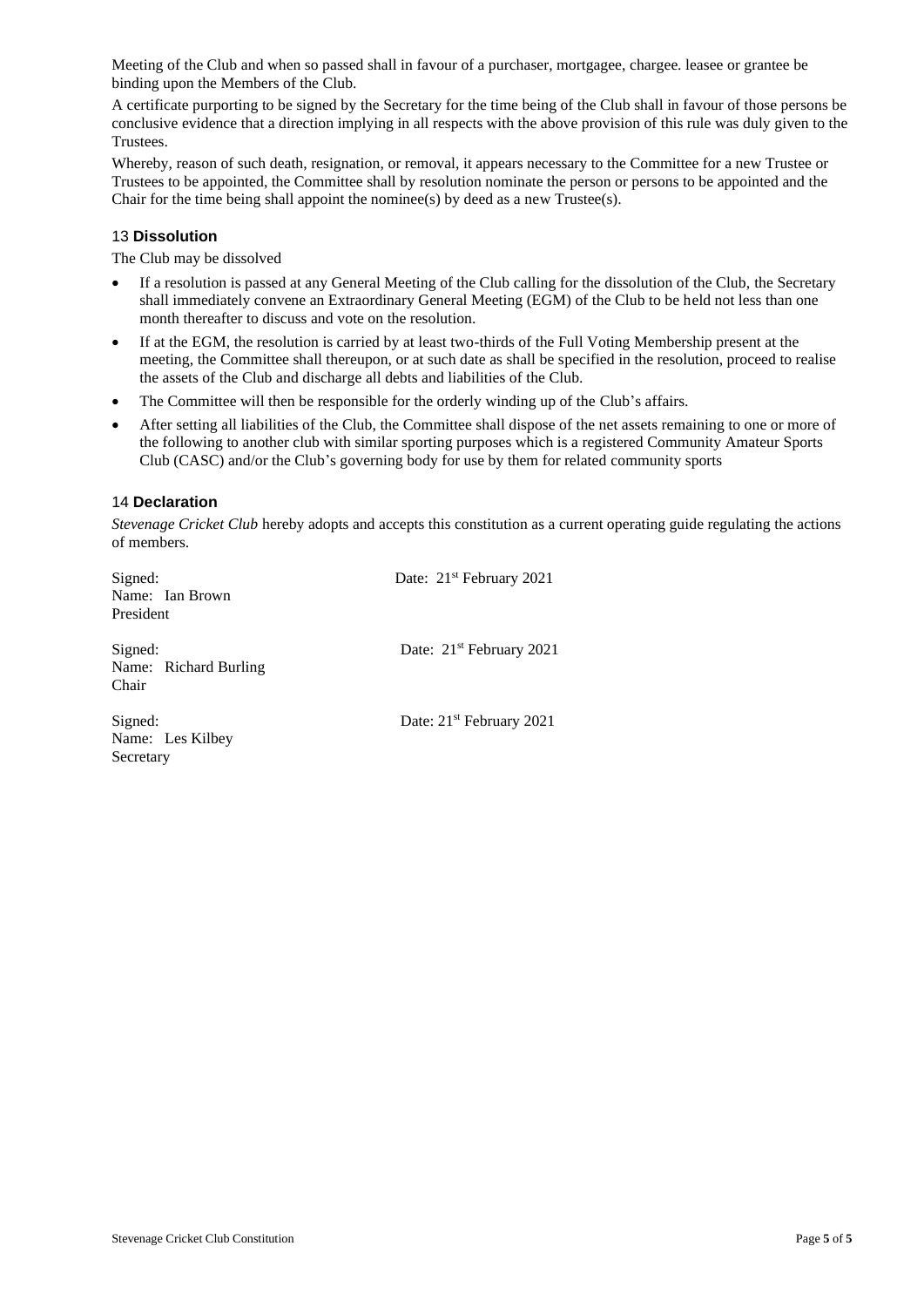Meeting of the Club and when so passed shall in favour of a purchaser, mortgagee, chargee. leasee or grantee be binding upon the Members of the Club.

A certificate purporting to be signed by the Secretary for the time being of the Club shall in favour of those persons be conclusive evidence that a direction implying in all respects with the above provision of this rule was duly given to the Trustees.

Whereby, reason of such death, resignation, or removal, it appears necessary to the Committee for a new Trustee or Trustees to be appointed, the Committee shall by resolution nominate the person or persons to be appointed and the Chair for the time being shall appoint the nominee(s) by deed as a new Trustee(s).

## 13 **Dissolution**

The Club may be dissolved

- If a resolution is passed at any General Meeting of the Club calling for the dissolution of the Club, the Secretary shall immediately convene an Extraordinary General Meeting (EGM) of the Club to be held not less than one month thereafter to discuss and vote on the resolution.
- If at the EGM, the resolution is carried by at least two-thirds of the Full Voting Membership present at the meeting, the Committee shall thereupon, or at such date as shall be specified in the resolution, proceed to realise the assets of the Club and discharge all debts and liabilities of the Club.
- The Committee will then be responsible for the orderly winding up of the Club's affairs.
- After setting all liabilities of the Club, the Committee shall dispose of the net assets remaining to one or more of the following to another club with similar sporting purposes which is a registered Community Amateur Sports Club (CASC) and/or the Club's governing body for use by them for related community sports

## 14 **Declaration**

*Stevenage Cricket Club* hereby adopts and accepts this constitution as a current operating guide regulating the actions of members.

Signed: Date: 21st February 2021
Name: Ian Brown
President

Signed: Date: 21st February 2021
Name: Richard Burling
Chair

Signed: Date: 21st February 2021
Name: Les Kilbey
Secretary